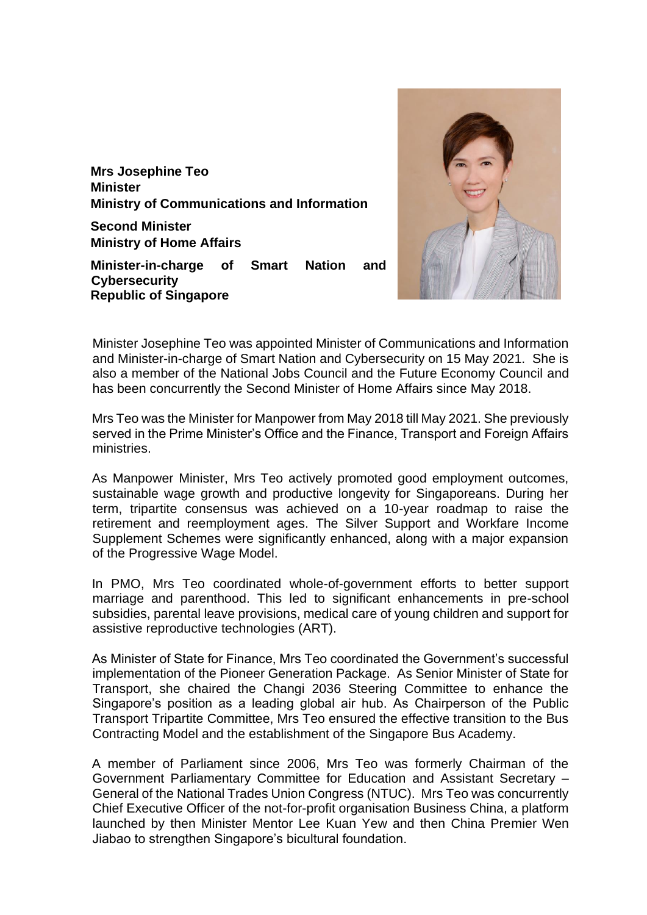**Mrs Josephine Teo**
**Minister**
**Ministry of Communications and Information**

**Second Minister**
**Ministry of Home Affairs**

**Minister-in-charge of Smart Nation and Cybersecurity**
**Republic of Singapore**

Minister Josephine Teo was appointed Minister of Communications and Information and Minister-in-charge of Smart Nation and Cybersecurity on 15 May 2021. She is also a member of the National Jobs Council and the Future Economy Council and has been concurrently the Second Minister of Home Affairs since May 2018.

Mrs Teo was the Minister for Manpower from May 2018 till May 2021. She previously served in the Prime Minister's Office and the Finance, Transport and Foreign Affairs ministries.

As Manpower Minister, Mrs Teo actively promoted good employment outcomes, sustainable wage growth and productive longevity for Singaporeans. During her term, tripartite consensus was achieved on a 10-year roadmap to raise the retirement and reemployment ages. The Silver Support and Workfare Income Supplement Schemes were significantly enhanced, along with a major expansion of the Progressive Wage Model.

In PMO, Mrs Teo coordinated whole-of-government efforts to better support marriage and parenthood. This led to significant enhancements in pre-school subsidies, parental leave provisions, medical care of young children and support for assistive reproductive technologies (ART).

As Minister of State for Finance, Mrs Teo coordinated the Government's successful implementation of the Pioneer Generation Package. As Senior Minister of State for Transport, she chaired the Changi 2036 Steering Committee to enhance the Singapore's position as a leading global air hub. As Chairperson of the Public Transport Tripartite Committee, Mrs Teo ensured the effective transition to the Bus Contracting Model and the establishment of the Singapore Bus Academy.

A member of Parliament since 2006, Mrs Teo was formerly Chairman of the Government Parliamentary Committee for Education and Assistant Secretary – General of the National Trades Union Congress (NTUC). Mrs Teo was concurrently Chief Executive Officer of the not-for-profit organisation Business China, a platform launched by then Minister Mentor Lee Kuan Yew and then China Premier Wen Jiabao to strengthen Singapore's bicultural foundation.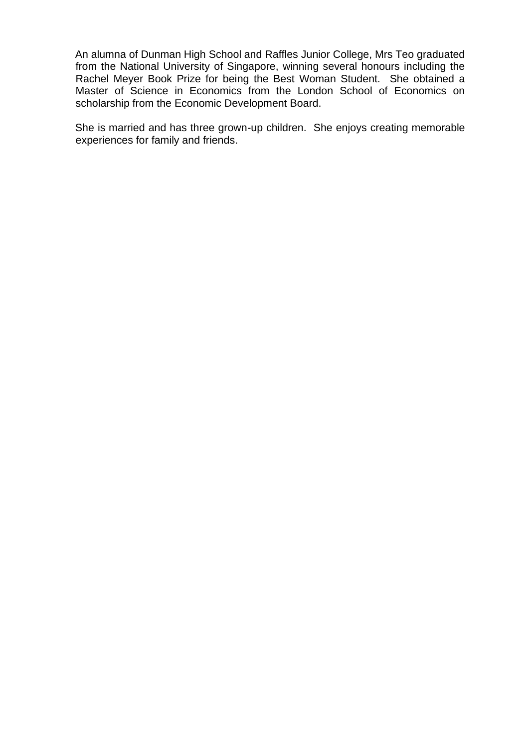An alumna of Dunman High School and Raffles Junior College, Mrs Teo graduated from the National University of Singapore, winning several honours including the Rachel Meyer Book Prize for being the Best Woman Student. She obtained a Master of Science in Economics from the London School of Economics on scholarship from the Economic Development Board.

She is married and has three grown-up children. She enjoys creating memorable experiences for family and friends.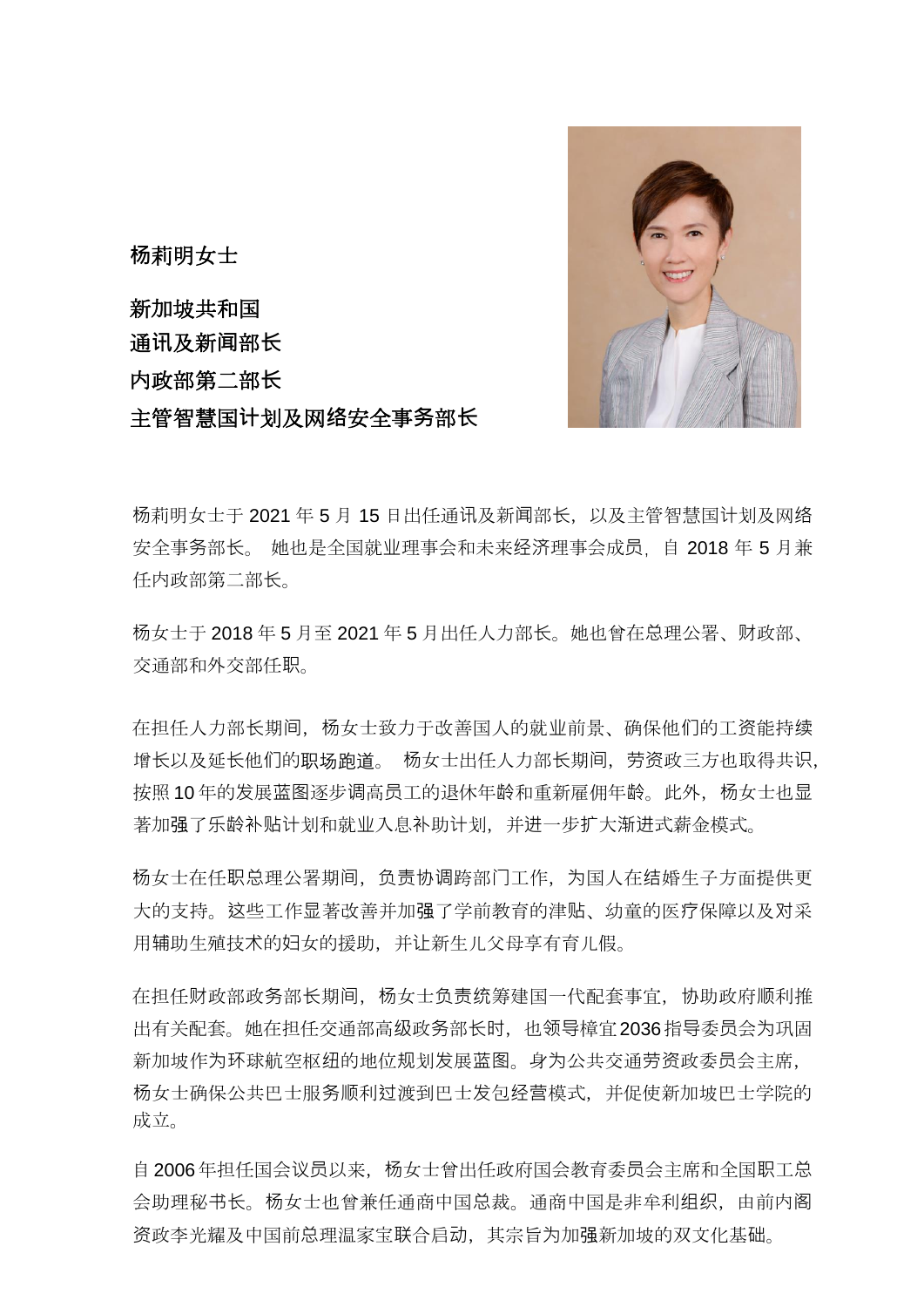**杨莉明女士**

**新加坡共和国**
**通讯及新闻部长**
**内政部第二部长**
**主管智慧国计划及网络安全事务部长**

杨莉明女士于 2021 年 5 月 15 日出任通讯及新闻部长，以及主管智慧国计划及网络安全事务部长。 她也是全国就业理事会和未来经济理事会成员，自 2018 年 5 月兼任内政部第二部长。

杨女士于 2018 年 5 月至 2021 年 5 月出任人力部长。她也曾在总理公署、财政部、交通部和外交部任职。

在担任人力部长期间，杨女士致力于改善国人的就业前景、确保他们的工资能持续增长以及延长他们的职场跑道。 杨女士出任人力部长期间，劳资政三方也取得共识，按照 10 年的发展蓝图逐步调高员工的退休年龄和重新雇佣年龄。此外，杨女士也显著加强了乐龄补贴计划和就业入息补助计划，并进一步扩大渐进式薪金模式。

杨女士在任职总理公署期间，负责协调跨部门工作，为国人在结婚生子方面提供更大的支持。这些工作显著改善并加强了学前教育的津贴、幼童的医疗保障以及对采用辅助生殖技术的妇女的援助，并让新生儿父母享有育儿假。

在担任财政部政务部长期间，杨女士负责统筹建国一代配套事宜，协助政府顺利推出有关配套。她在担任交通部高级政务部长时，也领导樟宜 2036 指导委员会为巩固新加坡作为环球航空枢纽的地位规划发展蓝图。身为公共交通劳资政委员会主席，杨女士确保公共巴士服务顺利过渡到巴士发包经营模式，并促使新加坡巴士学院的成立。

自 2006 年担任国会议员以来，杨女士曾出任政府国会教育委员会主席和全国职工总会助理秘书长。杨女士也曾兼任通商中国总裁。通商中国是非牟利组织，由前内阁资政李光耀及中国前总理温家宝联合启动，其宗旨为加强新加坡的双文化基础。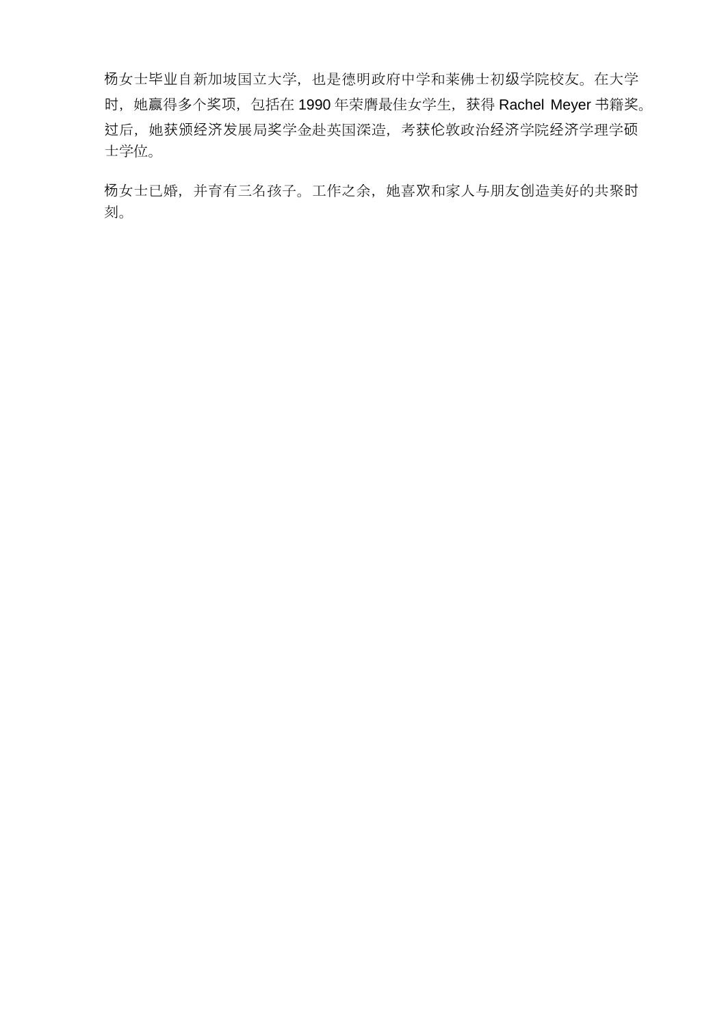杨女士毕业自新加坡国立大学，也是德明政府中学和莱佛士初级学院校友。在大学时，她赢得多个奖项，包括在 1990 年荣膺最佳女学生，获得 Rachel Meyer 书籍奖。过后，她获颁经济发展局奖学金赴英国深造，考获伦敦政治经济学院经济学理学硕士学位。

杨女士已婚，并育有三名孩子。工作之余，她喜欢和家人与朋友创造美好的共聚时刻。